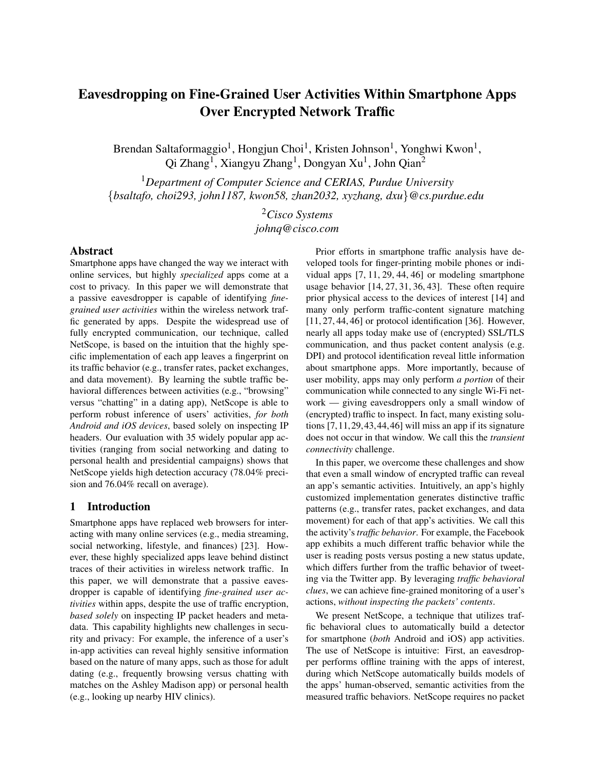# Eavesdropping on Fine-Grained User Activities Within Smartphone Apps Over Encrypted Network Traffic

Brendan Saltaformaggio[1], Hongjun Choi[1], Kristen Johnson[1], Yonghwi Kwon[1], Qi Zhang[1], Xiangyu Zhang[1], Dongyan Xu[1], John Qian[2]

[1]*Department of Computer Science and CERIAS, Purdue University*
{*bsaltafo, choi293, john1187, kwon58, zhan2032, xyzhang, dxu*}*@cs.purdue.edu*

[2]*Cisco Systems*
*johnq@cisco.com*

## Abstract

Smartphone apps have changed the way we interact with online services, but highly *specialized* apps come at a cost to privacy. In this paper we will demonstrate that a passive eavesdropper is capable of identifying *fine-grained user activities* within the wireless network traffic generated by apps. Despite the widespread use of fully encrypted communication, our technique, called NetScope, is based on the intuition that the highly specific implementation of each app leaves a fingerprint on its traffic behavior (e.g., transfer rates, packet exchanges, and data movement). By learning the subtle traffic behavioral differences between activities (e.g., "browsing" versus "chatting" in a dating app), NetScope is able to perform robust inference of users' activities, *for both Android and iOS devices*, based solely on inspecting IP headers. Our evaluation with 35 widely popular app activities (ranging from social networking and dating to personal health and presidential campaigns) shows that NetScope yields high detection accuracy (78.04% precision and 76.04% recall on average).

## 1 Introduction

Smartphone apps have replaced web browsers for interacting with many online services (e.g., media streaming, social networking, lifestyle, and finances) [23]. However, these highly specialized apps leave behind distinct traces of their activities in wireless network traffic. In this paper, we will demonstrate that a passive eavesdropper is capable of identifying *fine-grained user activities* within apps, despite the use of traffic encryption, *based solely* on inspecting IP packet headers and metadata. This capability highlights new challenges in security and privacy: For example, the inference of a user's in-app activities can reveal highly sensitive information based on the nature of many apps, such as those for adult dating (e.g., frequently browsing versus chatting with matches on the Ashley Madison app) or personal health (e.g., looking up nearby HIV clinics).

Prior efforts in smartphone traffic analysis have developed tools for finger-printing mobile phones or individual apps [7, 11, 29, 44, 46] or modeling smartphone usage behavior [14, 27, 31, 36, 43]. These often require prior physical access to the devices of interest [14] and many only perform traffic-content signature matching [11, 27, 44, 46] or protocol identification [36]. However, nearly all apps today make use of (encrypted) SSL/TLS communication, and thus packet content analysis (e.g. DPI) and protocol identification reveal little information about smartphone apps. More importantly, because of user mobility, apps may only perform *a portion* of their communication while connected to any single Wi-Fi network — giving eavesdroppers only a small window of (encrypted) traffic to inspect. In fact, many existing solutions [7, 11, 29, 43, 44, 46] will miss an app if its signature does not occur in that window. We call this the *transient connectivity* challenge.

In this paper, we overcome these challenges and show that even a small window of encrypted traffic can reveal an app's semantic activities. Intuitively, an app's highly customized implementation generates distinctive traffic patterns (e.g., transfer rates, packet exchanges, and data movement) for each of that app's activities. We call this the activity's *traffic behavior*. For example, the Facebook app exhibits a much different traffic behavior while the user is reading posts versus posting a new status update, which differs further from the traffic behavior of tweeting via the Twitter app. By leveraging *traffic behavioral clues*, we can achieve fine-grained monitoring of a user's actions, *without inspecting the packets' contents*.

We present NetScope, a technique that utilizes traffic behavioral clues to automatically build a detector for smartphone (*both* Android and iOS) app activities. The use of NetScope is intuitive: First, an eavesdropper performs offline training with the apps of interest, during which NetScope automatically builds models of the apps' human-observed, semantic activities from the measured traffic behaviors. NetScope requires no packet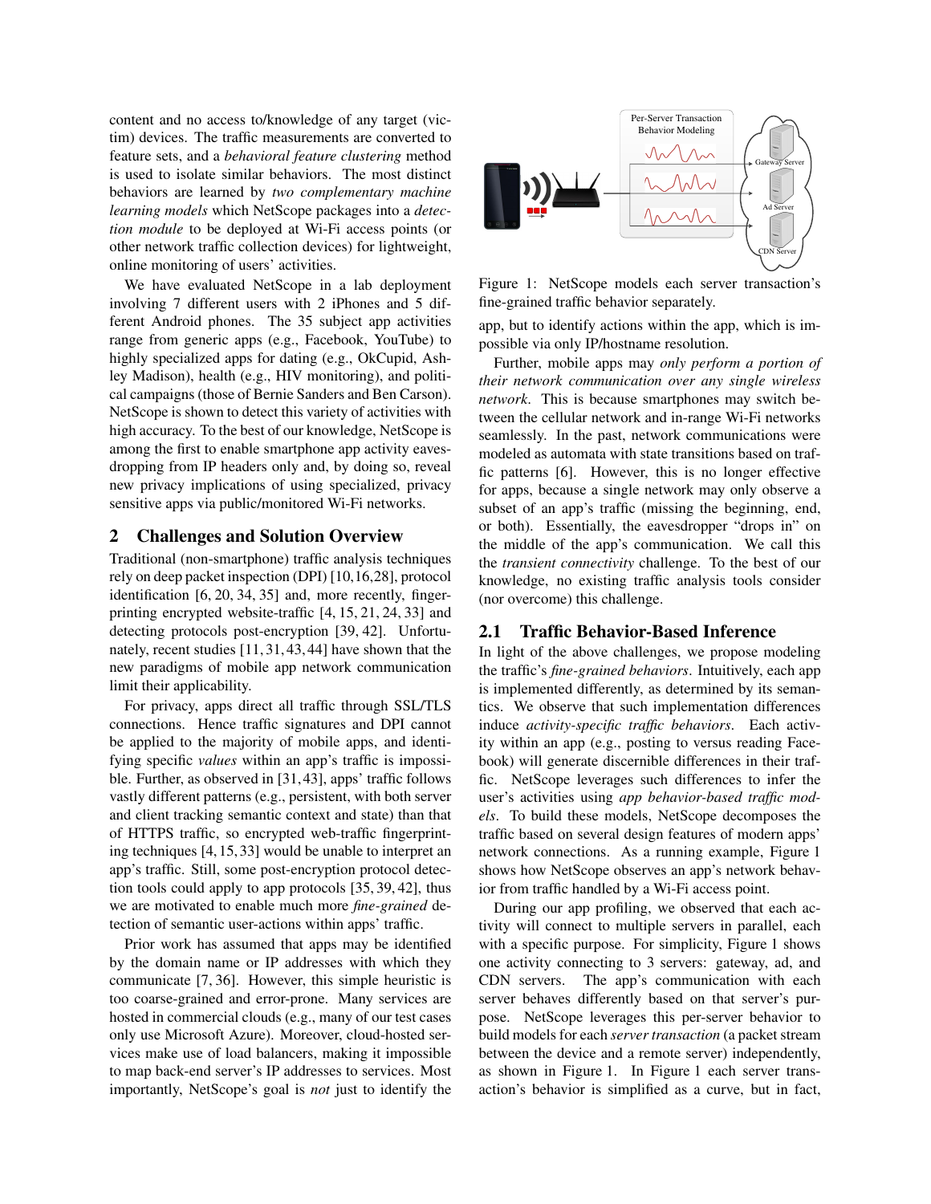content and no access to/knowledge of any target (victim) devices. The traffic measurements are converted to feature sets, and a *behavioral feature clustering* method is used to isolate similar behaviors. The most distinct behaviors are learned by *two complementary machine learning models* which NetScope packages into a *detection module* to be deployed at Wi-Fi access points (or other network traffic collection devices) for lightweight, online monitoring of users' activities.

We have evaluated NetScope in a lab deployment involving 7 different users with 2 iPhones and 5 different Android phones. The 35 subject app activities range from generic apps (e.g., Facebook, YouTube) to highly specialized apps for dating (e.g., OkCupid, Ashley Madison), health (e.g., HIV monitoring), and political campaigns (those of Bernie Sanders and Ben Carson). NetScope is shown to detect this variety of activities with high accuracy. To the best of our knowledge, NetScope is among the first to enable smartphone app activity eavesdropping from IP headers only and, by doing so, reveal new privacy implications of using specialized, privacy sensitive apps via public/monitored Wi-Fi networks.

## 2 Challenges and Solution Overview

Traditional (non-smartphone) traffic analysis techniques rely on deep packet inspection (DPI) [10,16,28], protocol identification [6, 20, 34, 35] and, more recently, fingerprinting encrypted website-traffic [4, 15, 21, 24, 33] and detecting protocols post-encryption [39, 42]. Unfortunately, recent studies [11, 31, 43, 44] have shown that the new paradigms of mobile app network communication limit their applicability.

For privacy, apps direct all traffic through SSL/TLS connections. Hence traffic signatures and DPI cannot be applied to the majority of mobile apps, and identifying specific *values* within an app's traffic is impossible. Further, as observed in [31, 43], apps' traffic follows vastly different patterns (e.g., persistent, with both server and client tracking semantic context and state) than that of HTTPS traffic, so encrypted web-traffic fingerprinting techniques [4, 15, 33] would be unable to interpret an app's traffic. Still, some post-encryption protocol detection tools could apply to app protocols [35, 39, 42], thus we are motivated to enable much more *fine-grained* detection of semantic user-actions within apps' traffic.

Prior work has assumed that apps may be identified by the domain name or IP addresses with which they communicate [7, 36]. However, this simple heuristic is too coarse-grained and error-prone. Many services are hosted in commercial clouds (e.g., many of our test cases only use Microsoft Azure). Moreover, cloud-hosted services make use of load balancers, making it impossible to map back-end server's IP addresses to services. Most importantly, NetScope's goal is *not* just to identify the app, but to identify actions within the app, which is impossible via only IP/hostname resolution.

Figure 1: NetScope models each server transaction's fine-grained traffic behavior separately.

Further, mobile apps may *only perform a portion of their network communication over any single wireless network*. This is because smartphones may switch between the cellular network and in-range Wi-Fi networks seamlessly. In the past, network communications were modeled as automata with state transitions based on traffic patterns [6]. However, this is no longer effective for apps, because a single network may only observe a subset of an app's traffic (missing the beginning, end, or both). Essentially, the eavesdropper "drops in" on the middle of the app's communication. We call this the *transient connectivity* challenge. To the best of our knowledge, no existing traffic analysis tools consider (nor overcome) this challenge.

### 2.1 Traffic Behavior-Based Inference

In light of the above challenges, we propose modeling the traffic's *fine-grained behaviors*. Intuitively, each app is implemented differently, as determined by its semantics. We observe that such implementation differences induce *activity-specific traffic behaviors*. Each activity within an app (e.g., posting to versus reading Facebook) will generate discernible differences in their traffic. NetScope leverages such differences to infer the user's activities using *app behavior-based traffic models*. To build these models, NetScope decomposes the traffic based on several design features of modern apps' network connections. As a running example, Figure 1 shows how NetScope observes an app's network behavior from traffic handled by a Wi-Fi access point.

During our app profiling, we observed that each activity will connect to multiple servers in parallel, each with a specific purpose. For simplicity, Figure 1 shows one activity connecting to 3 servers: gateway, ad, and CDN servers. The app's communication with each server behaves differently based on that server's purpose. NetScope leverages this per-server behavior to build models for each *server transaction* (a packet stream between the device and a remote server) independently, as shown in Figure 1. In Figure 1 each server transaction's behavior is simplified as a curve, but in fact,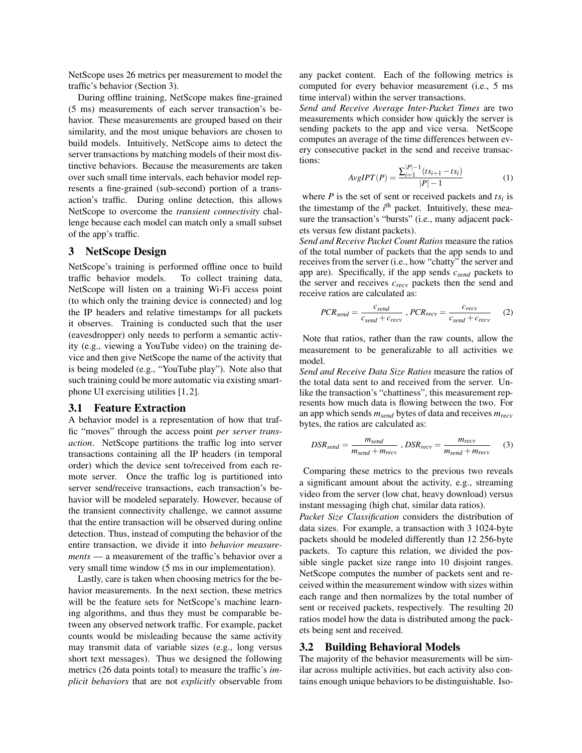NetScope uses 26 metrics per measurement to model the traffic's behavior (Section 3).

During offline training, NetScope makes fine-grained (5 ms) measurements of each server transaction's behavior. These measurements are grouped based on their similarity, and the most unique behaviors are chosen to build models. Intuitively, NetScope aims to detect the server transactions by matching models of their most distinctive behaviors. Because the measurements are taken over such small time intervals, each behavior model represents a fine-grained (sub-second) portion of a transaction's traffic. During online detection, this allows NetScope to overcome the *transient connectivity* challenge because each model can match only a small subset of the app's traffic.

## 3 NetScope Design

NetScope's training is performed offline once to build traffic behavior models. To collect training data, NetScope will listen on a training Wi-Fi access point (to which only the training device is connected) and log the IP headers and relative timestamps for all packets it observes. Training is conducted such that the user (eavesdropper) only needs to perform a semantic activity (e.g., viewing a YouTube video) on the training device and then give NetScope the name of the activity that is being modeled (e.g., "YouTube play"). Note also that such training could be more automatic via existing smartphone UI exercising utilities [1, 2].

### 3.1 Feature Extraction

A behavior model is a representation of how that traffic "moves" through the access point *per server transaction*. NetScope partitions the traffic log into server transactions containing all the IP headers (in temporal order) which the device sent to/received from each remote server. Once the traffic log is partitioned into server send/receive transactions, each transaction's behavior will be modeled separately. However, because of the transient connectivity challenge, we cannot assume that the entire transaction will be observed during online detection. Thus, instead of computing the behavior of the entire transaction, we divide it into *behavior measurements* — a measurement of the traffic's behavior over a very small time window (5 ms in our implementation).

Lastly, care is taken when choosing metrics for the behavior measurements. In the next section, these metrics will be the feature sets for NetScope's machine learning algorithms, and thus they must be comparable between any observed network traffic. For example, packet counts would be misleading because the same activity may transmit data of variable sizes (e.g., long versus short text messages). Thus we designed the following metrics (26 data points total) to measure the traffic's *implicit behaviors* that are not *explicitly* observable from any packet content. Each of the following metrics is computed for every behavior measurement (i.e., 5 ms time interval) within the server transactions.

*Send and Receive Average Inter-Packet Times* are two measurements which consider how quickly the server is sending packets to the app and vice versa. NetScope computes an average of the time differences between every consecutive packet in the send and receive transactions:

$$AvgIPT(P) = \frac{\sum_{i=1}^{|P|-1}(ts_{i+1} - ts_i)}{|P| - 1} \quad (1)$$

where $P$ is the set of sent or received packets and $ts_i$ is the timestamp of the $i^{\text{th}}$ packet. Intuitively, these measure the transaction's "bursts" (i.e., many adjacent packets versus few distant packets).

*Send and Receive Packet Count Ratios* measure the ratios of the total number of packets that the app sends to and receives from the server (i.e., how "chatty" the server and app are). Specifically, if the app sends $c_{send}$ packets to the server and receives $c_{recv}$ packets then the send and receive ratios are calculated as:

$$PCR_{send} = \frac{c_{send}}{c_{send} + c_{recv}} \text{ , } PCR_{recv} = \frac{c_{recv}}{c_{send} + c_{recv}} \quad (2)$$

Note that ratios, rather than the raw counts, allow the measurement to be generalizable to all activities we model.

*Send and Receive Data Size Ratios* measure the ratios of the total data sent to and received from the server. Unlike the transaction's "chattiness", this measurement represents how much data is flowing between the two. For an app which sends $m_{send}$ bytes of data and receives $m_{recv}$ bytes, the ratios are calculated as:

$$DSR_{send} = \frac{m_{send}}{m_{send} + m_{recv}} \text{ , } DSR_{recv} = \frac{m_{recv}}{m_{send} + m_{recv}} \quad (3)$$

Comparing these metrics to the previous two reveals a significant amount about the activity, e.g., streaming video from the server (low chat, heavy download) versus instant messaging (high chat, similar data ratios).

*Packet Size Classification* considers the distribution of data sizes. For example, a transaction with 3 1024-byte packets should be modeled differently than 12 256-byte packets. To capture this relation, we divided the possible single packet size range into 10 disjoint ranges. NetScope computes the number of packets sent and received within the measurement window with sizes within each range and then normalizes by the total number of sent or received packets, respectively. The resulting 20 ratios model how the data is distributed among the packets being sent and received.

### 3.2 Building Behavioral Models

The majority of the behavior measurements will be similar across multiple activities, but each activity also contains enough unique behaviors to be distinguishable. Iso-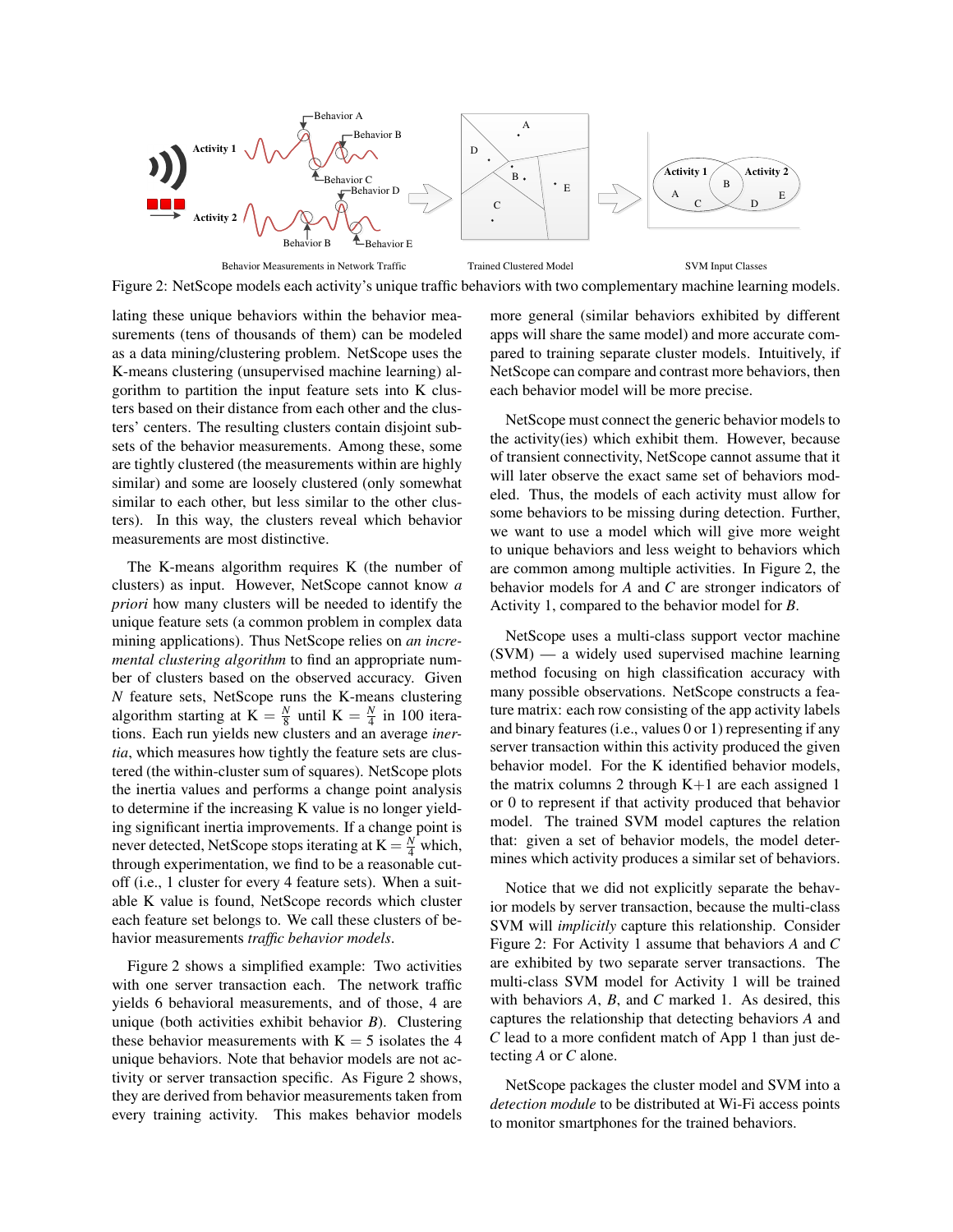Figure 2: NetScope models each activity's unique traffic behaviors with two complementary machine learning models.

lating these unique behaviors within the behavior measurements (tens of thousands of them) can be modeled as a data mining/clustering problem. NetScope uses the K-means clustering (unsupervised machine learning) algorithm to partition the input feature sets into K clusters based on their distance from each other and the clusters' centers. The resulting clusters contain disjoint subsets of the behavior measurements. Among these, some are tightly clustered (the measurements within are highly similar) and some are loosely clustered (only somewhat similar to each other, but less similar to the other clusters). In this way, the clusters reveal which behavior measurements are most distinctive.

The K-means algorithm requires K (the number of clusters) as input. However, NetScope cannot know *a priori* how many clusters will be needed to identify the unique feature sets (a common problem in complex data mining applications). Thus NetScope relies on *an incremental clustering algorithm* to find an appropriate number of clusters based on the observed accuracy. Given $N$ feature sets, NetScope runs the K-means clustering algorithm starting at $K = \frac{N}{8}$ until $K = \frac{N}{4}$ in 100 iterations. Each run yields new clusters and an average *inertia*, which measures how tightly the feature sets are clustered (the within-cluster sum of squares). NetScope plots the inertia values and performs a change point analysis to determine if the increasing K value is no longer yielding significant inertia improvements. If a change point is never detected, NetScope stops iterating at $K = \frac{N}{4}$ which, through experimentation, we find to be a reasonable cutoff (i.e., 1 cluster for every 4 feature sets). When a suitable K value is found, NetScope records which cluster each feature set belongs to. We call these clusters of behavior measurements *traffic behavior models*.

Figure 2 shows a simplified example: Two activities with one server transaction each. The network traffic yields 6 behavioral measurements, and of those, 4 are unique (both activities exhibit behavior *B*). Clustering these behavior measurements with $K = 5$ isolates the 4 unique behaviors. Note that behavior models are not activity or server transaction specific. As Figure 2 shows, they are derived from behavior measurements taken from every training activity. This makes behavior models more general (similar behaviors exhibited by different apps will share the same model) and more accurate compared to training separate cluster models. Intuitively, if NetScope can compare and contrast more behaviors, then each behavior model will be more precise.

NetScope must connect the generic behavior models to the activity(ies) which exhibit them. However, because of transient connectivity, NetScope cannot assume that it will later observe the exact same set of behaviors modeled. Thus, the models of each activity must allow for some behaviors to be missing during detection. Further, we want to use a model which will give more weight to unique behaviors and less weight to behaviors which are common among multiple activities. In Figure 2, the behavior models for *A* and *C* are stronger indicators of Activity 1, compared to the behavior model for *B*.

NetScope uses a multi-class support vector machine (SVM) — a widely used supervised machine learning method focusing on high classification accuracy with many possible observations. NetScope constructs a feature matrix: each row consisting of the app activity labels and binary features (i.e., values 0 or 1) representing if any server transaction within this activity produced the given behavior model. For the K identified behavior models, the matrix columns 2 through K+1 are each assigned 1 or 0 to represent if that activity produced that behavior model. The trained SVM model captures the relation that: given a set of behavior models, the model determines which activity produces a similar set of behaviors.

Notice that we did not explicitly separate the behavior models by server transaction, because the multi-class SVM will *implicitly* capture this relationship. Consider Figure 2: For Activity 1 assume that behaviors *A* and *C* are exhibited by two separate server transactions. The multi-class SVM model for Activity 1 will be trained with behaviors *A*, *B*, and *C* marked 1. As desired, this captures the relationship that detecting behaviors *A* and *C* lead to a more confident match of App 1 than just detecting *A* or *C* alone.

NetScope packages the cluster model and SVM into a *detection module* to be distributed at Wi-Fi access points to monitor smartphones for the trained behaviors.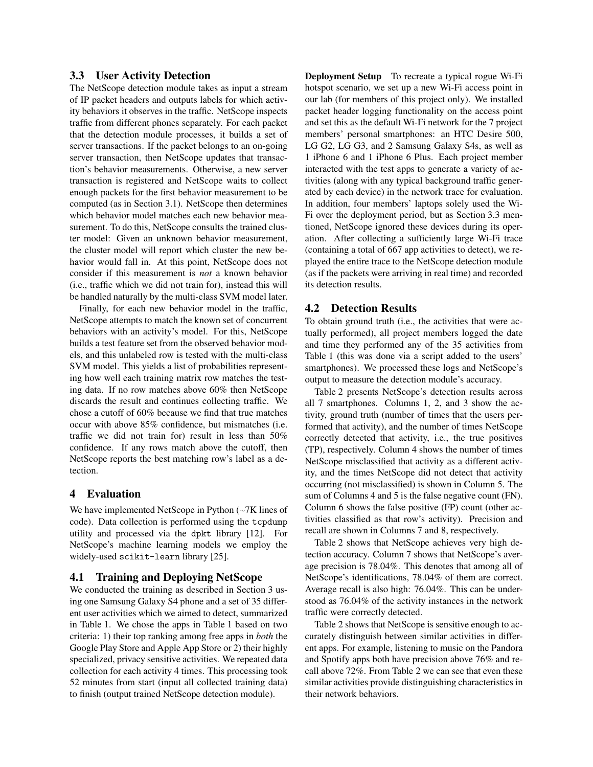### 3.3 User Activity Detection

The NetScope detection module takes as input a stream of IP packet headers and outputs labels for which activity behaviors it observes in the traffic. NetScope inspects traffic from different phones separately. For each packet that the detection module processes, it builds a set of server transactions. If the packet belongs to an on-going server transaction, then NetScope updates that transaction's behavior measurements. Otherwise, a new server transaction is registered and NetScope waits to collect enough packets for the first behavior measurement to be computed (as in Section 3.1). NetScope then determines which behavior model matches each new behavior measurement. To do this, NetScope consults the trained cluster model: Given an unknown behavior measurement, the cluster model will report which cluster the new behavior would fall in. At this point, NetScope does not consider if this measurement is *not* a known behavior (i.e., traffic which we did not train for), instead this will be handled naturally by the multi-class SVM model later.

Finally, for each new behavior model in the traffic, NetScope attempts to match the known set of concurrent behaviors with an activity's model. For this, NetScope builds a test feature set from the observed behavior models, and this unlabeled row is tested with the multi-class SVM model. This yields a list of probabilities representing how well each training matrix row matches the testing data. If no row matches above 60% then NetScope discards the result and continues collecting traffic. We chose a cutoff of 60% because we find that true matches occur with above 85% confidence, but mismatches (i.e. traffic we did not train for) result in less than 50% confidence. If any rows match above the cutoff, then NetScope reports the best matching row's label as a detection.

## 4 Evaluation

We have implemented NetScope in Python (~7K lines of code). Data collection is performed using the `tcpdump` utility and processed via the `dpkt` library [12]. For NetScope's machine learning models we employ the widely-used `scikit-learn` library [25].

### 4.1 Training and Deploying NetScope

We conducted the training as described in Section 3 using one Samsung Galaxy S4 phone and a set of 35 different user activities which we aimed to detect, summarized in Table 1. We chose the apps in Table 1 based on two criteria: 1) their top ranking among free apps in *both* the Google Play Store and Apple App Store or 2) their highly specialized, privacy sensitive activities. We repeated data collection for each activity 4 times. This processing took 52 minutes from start (input all collected training data) to finish (output trained NetScope detection module).

**Deployment Setup** To recreate a typical rogue Wi-Fi hotspot scenario, we set up a new Wi-Fi access point in our lab (for members of this project only). We installed packet header logging functionality on the access point and set this as the default Wi-Fi network for the 7 project members' personal smartphones: an HTC Desire 500, LG G2, LG G3, and 2 Samsung Galaxy S4s, as well as 1 iPhone 6 and 1 iPhone 6 Plus. Each project member interacted with the test apps to generate a variety of activities (along with any typical background traffic generated by each device) in the network trace for evaluation. In addition, four members' laptops solely used the Wi-Fi over the deployment period, but as Section 3.3 mentioned, NetScope ignored these devices during its operation. After collecting a sufficiently large Wi-Fi trace (containing a total of 667 app activities to detect), we replayed the entire trace to the NetScope detection module (as if the packets were arriving in real time) and recorded its detection results.

### 4.2 Detection Results

To obtain ground truth (i.e., the activities that were actually performed), all project members logged the date and time they performed any of the 35 activities from Table 1 (this was done via a script added to the users' smartphones). We processed these logs and NetScope's output to measure the detection module's accuracy.

Table 2 presents NetScope's detection results across all 7 smartphones. Columns 1, 2, and 3 show the activity, ground truth (number of times that the users performed that activity), and the number of times NetScope correctly detected that activity, i.e., the true positives (TP), respectively. Column 4 shows the number of times NetScope misclassified that activity as a different activity, and the times NetScope did not detect that activity occurring (not misclassified) is shown in Column 5. The sum of Columns 4 and 5 is the false negative count (FN). Column 6 shows the false positive (FP) count (other activities classified as that row's activity). Precision and recall are shown in Columns 7 and 8, respectively.

Table 2 shows that NetScope achieves very high detection accuracy. Column 7 shows that NetScope's average precision is 78.04%. This denotes that among all of NetScope's identifications, 78.04% of them are correct. Average recall is also high: 76.04%. This can be understood as 76.04% of the activity instances in the network traffic were correctly detected.

Table 2 shows that NetScope is sensitive enough to accurately distinguish between similar activities in different apps. For example, listening to music on the Pandora and Spotify apps both have precision above 76% and recall above 72%. From Table 2 we can see that even these similar activities provide distinguishing characteristics in their network behaviors.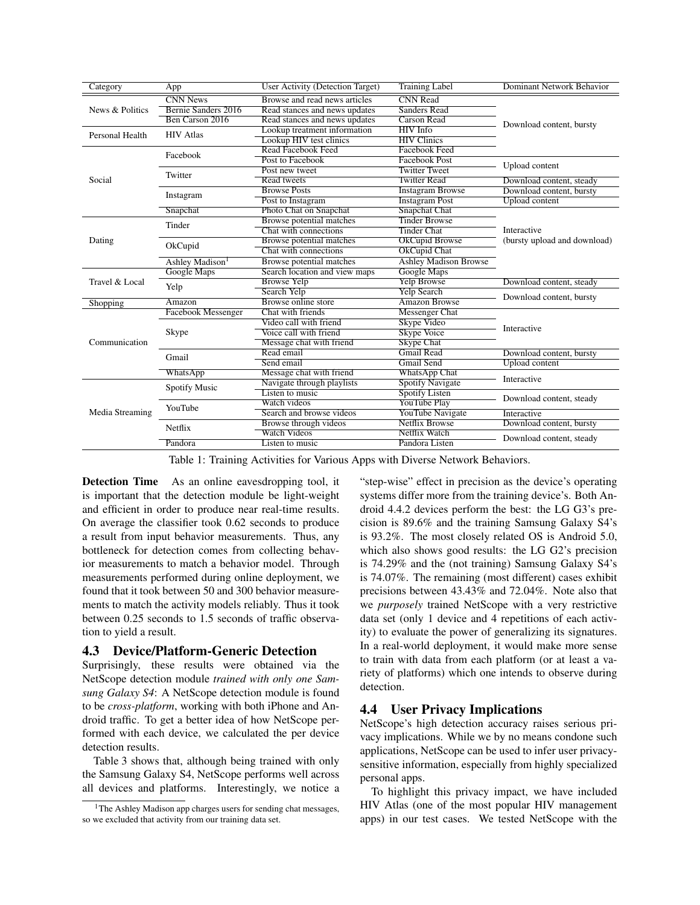| Category | App | User Activity (Detection Target) | Training Label | Dominant Network Behavior |
|---|---|---|---|---|
| News & Politics | CNN News | Browse and read news articles | CNN Read | Download content, bursty |
| | Bernie Sanders 2016 | Read stances and news updates | Sanders Read | |
| | Ben Carson 2016 | Read stances and news updates | Carson Read | |
| Personal Health | HIV Atlas | Lookup treatment information | HIV Info | |
| | | Lookup HIV test clinics | HIV Clinics | |
| Social | Facebook | Read Facebook Feed | Facebook Feed | |
| | | Post to Facebook | Facebook Post | Upload content |
| | Twitter | Post new tweet | Twitter Tweet | |
| | | Read tweets | Twitter Read | Download content, steady |
| | Instagram | Browse Posts | Instagram Browse | Download content, bursty |
| | | Post to Instagram | Instagram Post | Upload content |
| | Snapchat | Photo Chat on Snapchat | Snapchat Chat | Interactive (bursty upload and download) |
| Dating | Tinder | Browse potential matches | Tinder Browse | |
| | | Chat with connections | Tinder Chat | |
| | OkCupid | Browse potential matches | OkCupid Browse | |
| | | Chat with connections | OkCupid Chat | |
| | Ashley Madison[1] | Browse potential matches | Ashley Madison Browse | |
| Travel & Local | Google Maps | Search location and view maps | Google Maps | |
| | Yelp | Browse Yelp | Yelp Browse | Download content, steady |
| | | Search Yelp | Yelp Search | Download content, bursty |
| Shopping | Amazon | Browse online store | Amazon Browse | |
| Communication | Facebook Messenger | Chat with friends | Messenger Chat | Interactive |
| | Skype | Video call with friend | Skype Video | |
| | | Voice call with friend | Skype Voice | |
| | | Message chat with friend | Skype Chat | |
| | Gmail | Read email | Gmail Read | Download content, bursty |
| | | Send email | Gmail Send | Upload content |
| | WhatsApp | Message chat with friend | WhatsApp Chat | Interactive |
| Media Streaming | Spotify Music | Navigate through playlists | Spotify Navigate | |
| | | Listen to music | Spotify Listen | Download content, steady |
| | YouTube | Watch videos | YouTube Play | |
| | | Search and browse videos | YouTube Navigate | Interactive |
| | Netflix | Browse through videos | Netflix Browse | Download content, bursty |
| | | Watch Videos | Netflix Watch | Download content, steady |
| | Pandora | Listen to music | Pandora Listen | |

Table 1: Training Activities for Various Apps with Diverse Network Behaviors.

[1] The Ashley Madison app charges users for sending chat messages, so we excluded that activity from our training data set.

**Detection Time** As an online eavesdropping tool, it is important that the detection module be light-weight and efficient in order to produce near real-time results. On average the classifier took 0.62 seconds to produce a result from input behavior measurements. Thus, any bottleneck for detection comes from collecting behavior measurements to match a behavior model. Through measurements performed during online deployment, we found that it took between 50 and 300 behavior measurements to match the activity models reliably. Thus it took between 0.25 seconds to 1.5 seconds of traffic observation to yield a result.

## 4.3 Device/Platform-Generic Detection

Surprisingly, these results were obtained via the NetScope detection module *trained with only one Samsung Galaxy S4*: A NetScope detection module is found to be *cross-platform*, working with both iPhone and Android traffic. To get a better idea of how NetScope performed with each device, we calculated the per device detection results.

Table 3 shows that, although being trained with only the Samsung Galaxy S4, NetScope performs well across all devices and platforms. Interestingly, we notice a "step-wise" effect in precision as the device's operating systems differ more from the training device's. Both Android 4.4.2 devices perform the best: the LG G3's precision is 89.6% and the training Samsung Galaxy S4's is 93.2%. The most closely related OS is Android 5.0, which also shows good results: the LG G2's precision is 74.29% and the (not training) Samsung Galaxy S4's is 74.07%. The remaining (most different) cases exhibit precisions between 43.43% and 72.04%. Note also that we *purposely* trained NetScope with a very restrictive data set (only 1 device and 4 repetitions of each activity) to evaluate the power of generalizing its signatures. In a real-world deployment, it would make more sense to train with data from each platform (or at least a variety of platforms) which one intends to observe during detection.

## 4.4 User Privacy Implications

NetScope's high detection accuracy raises serious privacy implications. While we by no means condone such applications, NetScope can be used to infer user privacy-sensitive information, especially from highly specialized personal apps.

To highlight this privacy impact, we have included HIV Atlas (one of the most popular HIV management apps) in our test cases. We tested NetScope with the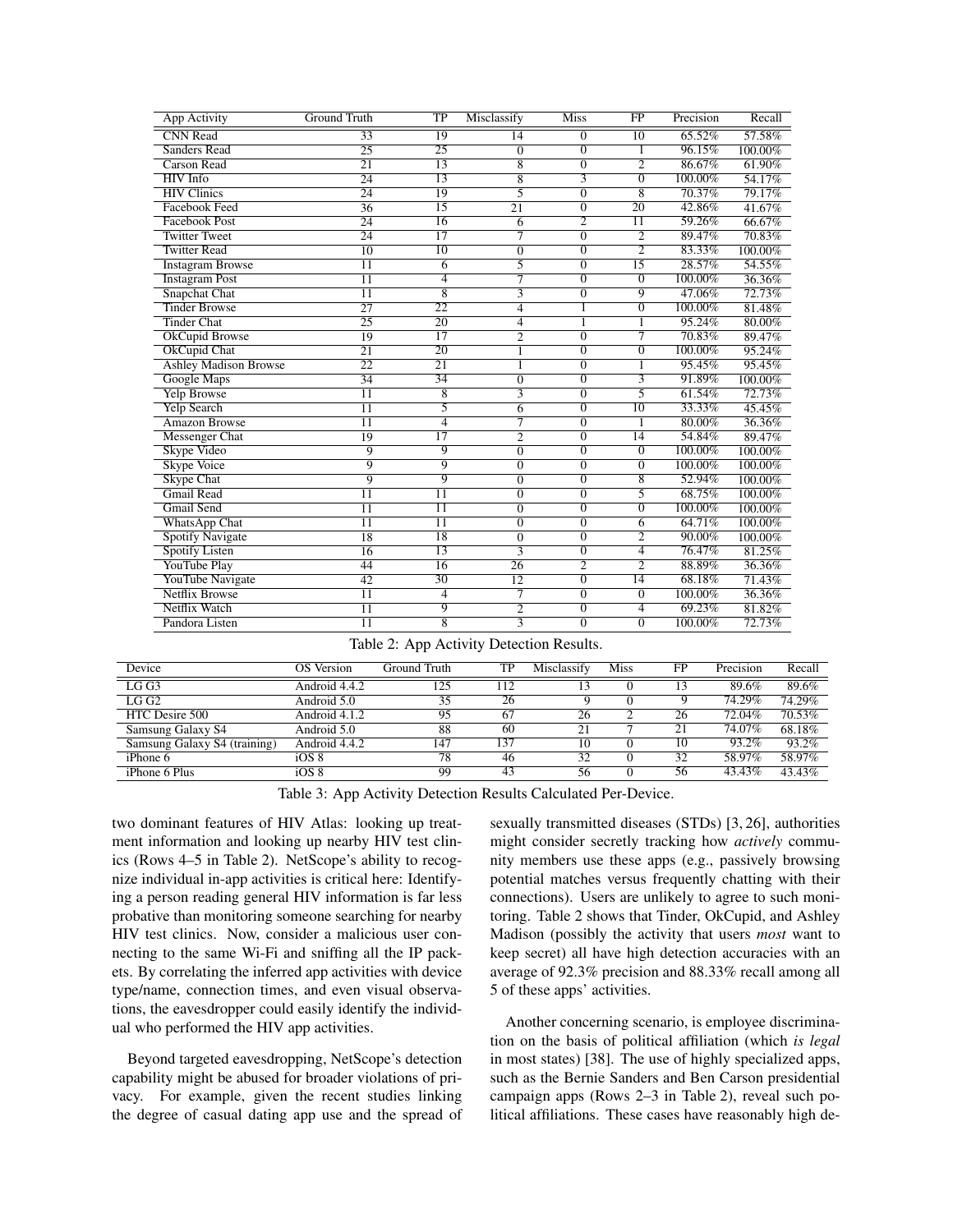| App Activity | Ground Truth | TP | Misclassify | Miss | FP | Precision | Recall |
|---|---|---|---|---|---|---|---|
| CNN Read | 33 | 19 | 14 | 0 | 10 | 65.52% | 57.58% |
| Sanders Read | 25 | 25 | 0 | 0 | 1 | 96.15% | 100.00% |
| Carson Read | 21 | 13 | 8 | 0 | 2 | 86.67% | 61.90% |
| HIV Info | 24 | 13 | 8 | 3 | 0 | 100.00% | 54.17% |
| HIV Clinics | 24 | 19 | 5 | 0 | 8 | 70.37% | 79.17% |
| Facebook Feed | 36 | 15 | 21 | 0 | 20 | 42.86% | 41.67% |
| Facebook Post | 24 | 16 | 6 | 2 | 11 | 59.26% | 66.67% |
| Twitter Tweet | 24 | 17 | 7 | 0 | 2 | 89.47% | 70.83% |
| Twitter Read | 10 | 10 | 0 | 0 | 2 | 83.33% | 100.00% |
| Instagram Browse | 11 | 6 | 5 | 0 | 15 | 28.57% | 54.55% |
| Instagram Post | 11 | 4 | 7 | 0 | 0 | 100.00% | 36.36% |
| Snapchat Chat | 11 | 8 | 3 | 0 | 9 | 47.06% | 72.73% |
| Tinder Browse | 27 | 22 | 4 | 1 | 0 | 100.00% | 81.48% |
| Tinder Chat | 25 | 20 | 4 | 1 | 1 | 95.24% | 80.00% |
| OkCupid Browse | 19 | 17 | 2 | 0 | 7 | 70.83% | 89.47% |
| OkCupid Chat | 21 | 20 | 1 | 0 | 0 | 100.00% | 95.24% |
| Ashley Madison Browse | 22 | 21 | 1 | 0 | 1 | 95.45% | 95.45% |
| Google Maps | 34 | 34 | 0 | 0 | 3 | 91.89% | 100.00% |
| Yelp Browse | 11 | 8 | 3 | 0 | 5 | 61.54% | 72.73% |
| Yelp Search | 11 | 5 | 6 | 0 | 10 | 33.33% | 45.45% |
| Amazon Browse | 11 | 4 | 7 | 0 | 1 | 80.00% | 36.36% |
| Messenger Chat | 19 | 17 | 2 | 0 | 14 | 54.84% | 89.47% |
| Skype Video | 9 | 9 | 0 | 0 | 0 | 100.00% | 100.00% |
| Skype Voice | 9 | 9 | 0 | 0 | 0 | 100.00% | 100.00% |
| Skype Chat | 9 | 9 | 0 | 0 | 8 | 52.94% | 100.00% |
| Gmail Read | 11 | 11 | 0 | 0 | 5 | 68.75% | 100.00% |
| Gmail Send | 11 | 11 | 0 | 0 | 0 | 100.00% | 100.00% |
| WhatsApp Chat | 11 | 11 | 0 | 0 | 6 | 64.71% | 100.00% |
| Spotify Navigate | 18 | 18 | 0 | 0 | 2 | 90.00% | 100.00% |
| Spotify Listen | 16 | 13 | 3 | 0 | 4 | 76.47% | 81.25% |
| YouTube Play | 44 | 16 | 26 | 2 | 2 | 88.89% | 36.36% |
| YouTube Navigate | 42 | 30 | 12 | 0 | 14 | 68.18% | 71.43% |
| Netflix Browse | 11 | 4 | 7 | 0 | 0 | 100.00% | 36.36% |
| Netflix Watch | 11 | 9 | 2 | 0 | 4 | 69.23% | 81.82% |
| Pandora Listen | 11 | 8 | 3 | 0 | 0 | 100.00% | 72.73% |

Table 2: App Activity Detection Results.

| Device | OS Version | Ground Truth | TP | Misclassify | Miss | FP | Precision | Recall |
|---|---|---|---|---|---|---|---|---|
| LG G3 | Android 4.4.2 | 125 | 112 | 13 | 0 | 13 | 89.6% | 89.6% |
| LG G2 | Android 5.0 | 35 | 26 | 9 | 0 | 9 | 74.29% | 74.29% |
| HTC Desire 500 | Android 4.1.2 | 95 | 67 | 26 | 2 | 26 | 72.04% | 70.53% |
| Samsung Galaxy S4 | Android 5.0 | 88 | 60 | 21 | 7 | 21 | 74.07% | 68.18% |
| Samsung Galaxy S4 (training) | Android 4.4.2 | 147 | 137 | 10 | 0 | 10 | 93.2% | 93.2% |
| iPhone 6 | iOS 8 | 78 | 46 | 32 | 0 | 32 | 58.97% | 58.97% |
| iPhone 6 Plus | iOS 8 | 99 | 43 | 56 | 0 | 56 | 43.43% | 43.43% |

Table 3: App Activity Detection Results Calculated Per-Device.

two dominant features of HIV Atlas: looking up treatment information and looking up nearby HIV test clinics (Rows 4–5 in Table 2). NetScope's ability to recognize individual in-app activities is critical here: Identifying a person reading general HIV information is far less probative than monitoring someone searching for nearby HIV test clinics. Now, consider a malicious user connecting to the same Wi-Fi and sniffing all the IP packets. By correlating the inferred app activities with device type/name, connection times, and even visual observations, the eavesdropper could easily identify the individual who performed the HIV app activities.

Beyond targeted eavesdropping, NetScope's detection capability might be abused for broader violations of privacy. For example, given the recent studies linking the degree of casual dating app use and the spread of sexually transmitted diseases (STDs) [3, 26], authorities might consider secretly tracking how *actively* community members use these apps (e.g., passively browsing potential matches versus frequently chatting with their connections). Users are unlikely to agree to such monitoring. Table 2 shows that Tinder, OkCupid, and Ashley Madison (possibly the activity that users *most* want to keep secret) all have high detection accuracies with an average of 92.3% precision and 88.33% recall among all 5 of these apps' activities.

Another concerning scenario, is employee discrimination on the basis of political affiliation (which *is legal* in most states) [38]. The use of highly specialized apps, such as the Bernie Sanders and Ben Carson presidential campaign apps (Rows 2–3 in Table 2), reveal such political affiliations. These cases have reasonably high de-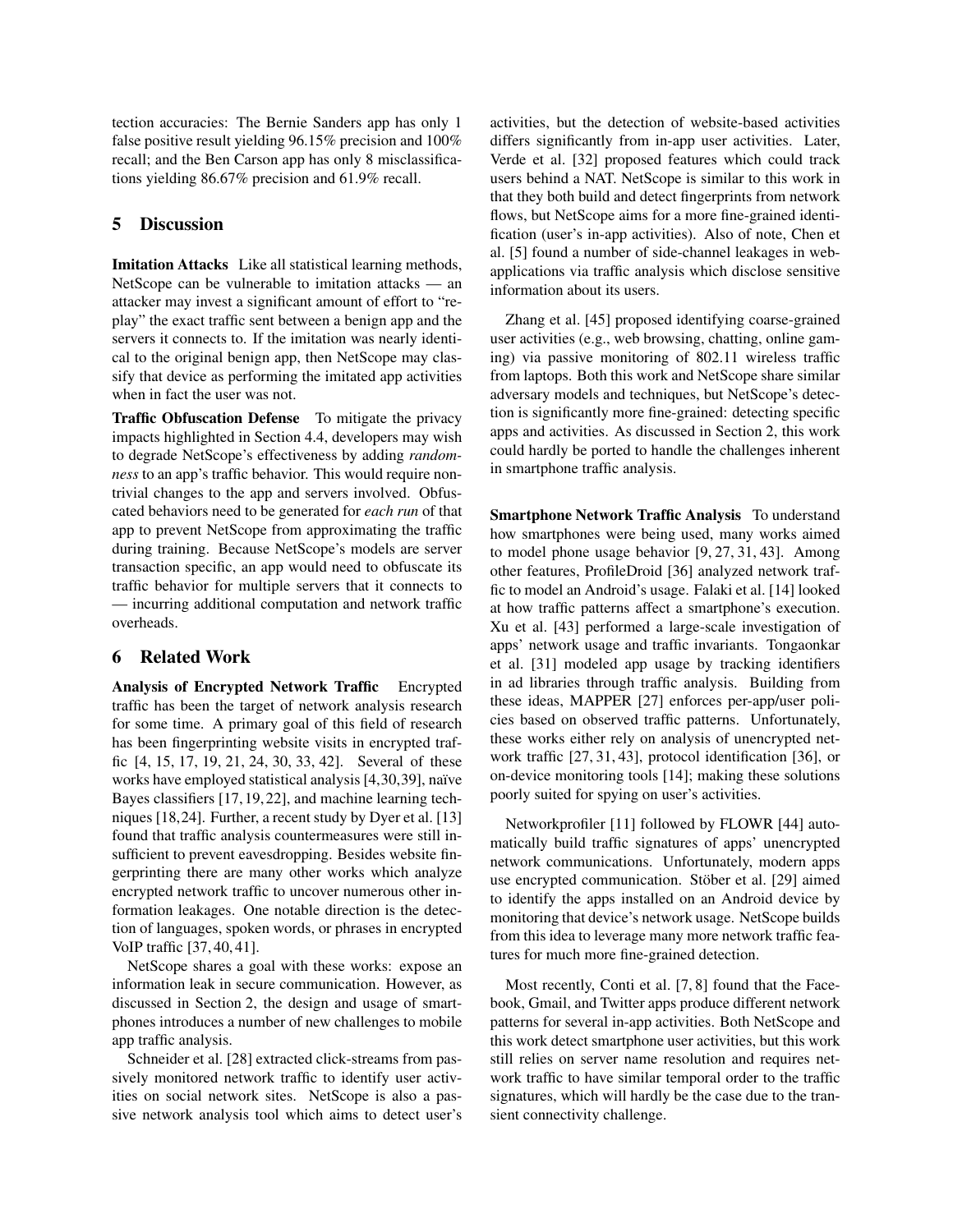tection accuracies: The Bernie Sanders app has only 1 false positive result yielding 96.15% precision and 100% recall; and the Ben Carson app has only 8 misclassifications yielding 86.67% precision and 61.9% recall.

## 5 Discussion

**Imitation Attacks** Like all statistical learning methods, NetScope can be vulnerable to imitation attacks — an attacker may invest a significant amount of effort to "replay" the exact traffic sent between a benign app and the servers it connects to. If the imitation was nearly identical to the original benign app, then NetScope may classify that device as performing the imitated app activities when in fact the user was not.

**Traffic Obfuscation Defense** To mitigate the privacy impacts highlighted in Section 4.4, developers may wish to degrade NetScope's effectiveness by adding *randomness* to an app's traffic behavior. This would require nontrivial changes to the app and servers involved. Obfuscated behaviors need to be generated for *each run* of that app to prevent NetScope from approximating the traffic during training. Because NetScope's models are server transaction specific, an app would need to obfuscate its traffic behavior for multiple servers that it connects to — incurring additional computation and network traffic overheads.

## 6 Related Work

**Analysis of Encrypted Network Traffic** Encrypted traffic has been the target of network analysis research for some time. A primary goal of this field of research has been fingerprinting website visits in encrypted traffic [4, 15, 17, 19, 21, 24, 30, 33, 42]. Several of these works have employed statistical analysis [4,30,39], naïve Bayes classifiers [17, 19, 22], and machine learning techniques [18,24]. Further, a recent study by Dyer et al. [13] found that traffic analysis countermeasures were still insufficient to prevent eavesdropping. Besides website fingerprinting there are many other works which analyze encrypted network traffic to uncover numerous other information leakages. One notable direction is the detection of languages, spoken words, or phrases in encrypted VoIP traffic [37, 40, 41].

NetScope shares a goal with these works: expose an information leak in secure communication. However, as discussed in Section 2, the design and usage of smartphones introduces a number of new challenges to mobile app traffic analysis.

Schneider et al. [28] extracted click-streams from passively monitored network traffic to identify user activities on social network sites. NetScope is also a passive network analysis tool which aims to detect user's activities, but the detection of website-based activities differs significantly from in-app user activities. Later, Verde et al. [32] proposed features which could track users behind a NAT. NetScope is similar to this work in that they both build and detect fingerprints from network flows, but NetScope aims for a more fine-grained identification (user's in-app activities). Also of note, Chen et al. [5] found a number of side-channel leakages in web-applications via traffic analysis which disclose sensitive information about its users.

Zhang et al. [45] proposed identifying coarse-grained user activities (e.g., web browsing, chatting, online gaming) via passive monitoring of 802.11 wireless traffic from laptops. Both this work and NetScope share similar adversary models and techniques, but NetScope's detection is significantly more fine-grained: detecting specific apps and activities. As discussed in Section 2, this work could hardly be ported to handle the challenges inherent in smartphone traffic analysis.

**Smartphone Network Traffic Analysis** To understand how smartphones were being used, many works aimed to model phone usage behavior [9, 27, 31, 43]. Among other features, ProfileDroid [36] analyzed network traffic to model an Android's usage. Falaki et al. [14] looked at how traffic patterns affect a smartphone's execution. Xu et al. [43] performed a large-scale investigation of apps' network usage and traffic invariants. Tongaonkar et al. [31] modeled app usage by tracking identifiers in ad libraries through traffic analysis. Building from these ideas, MAPPER [27] enforces per-app/user policies based on observed traffic patterns. Unfortunately, these works either rely on analysis of unencrypted network traffic [27, 31, 43], protocol identification [36], or on-device monitoring tools [14]; making these solutions poorly suited for spying on user's activities.

Networkprofiler [11] followed by FLOWR [44] automatically build traffic signatures of apps' unencrypted network communications. Unfortunately, modern apps use encrypted communication. Stöber et al. [29] aimed to identify the apps installed on an Android device by monitoring that device's network usage. NetScope builds from this idea to leverage many more network traffic features for much more fine-grained detection.

Most recently, Conti et al. [7, 8] found that the Facebook, Gmail, and Twitter apps produce different network patterns for several in-app activities. Both NetScope and this work detect smartphone user activities, but this work still relies on server name resolution and requires network traffic to have similar temporal order to the traffic signatures, which will hardly be the case due to the transient connectivity challenge.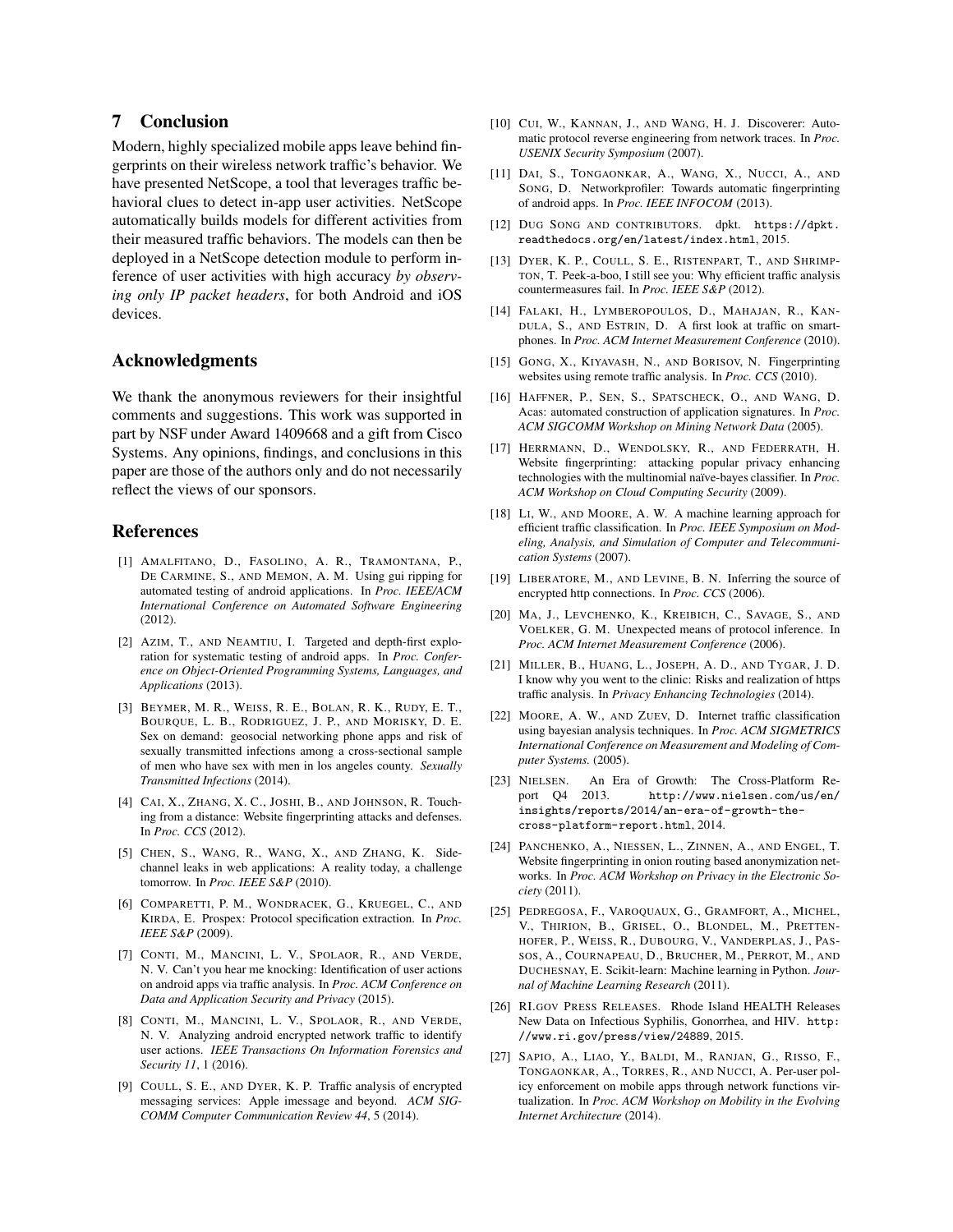## 7 Conclusion

Modern, highly specialized mobile apps leave behind fingerprints on their wireless network traffic's behavior. We have presented NetScope, a tool that leverages traffic behavioral clues to detect in-app user activities. NetScope automatically builds models for different activities from their measured traffic behaviors. The models can then be deployed in a NetScope detection module to perform inference of user activities with high accuracy *by observing only IP packet headers*, for both Android and iOS devices.

## Acknowledgments

We thank the anonymous reviewers for their insightful comments and suggestions. This work was supported in part by NSF under Award 1409668 and a gift from Cisco Systems. Any opinions, findings, and conclusions in this paper are those of the authors only and do not necessarily reflect the views of our sponsors.

## References

[1] AMALFITANO, D., FASOLINO, A. R., TRAMONTANA, P., DE CARMINE, S., AND MEMON, A. M. Using gui ripping for automated testing of android applications. In *Proc. IEEE/ACM International Conference on Automated Software Engineering* (2012).

[2] AZIM, T., AND NEAMTIU, I. Targeted and depth-first exploration for systematic testing of android apps. In *Proc. Conference on Object-Oriented Programming Systems, Languages, and Applications* (2013).

[3] BEYMER, M. R., WEISS, R. E., BOLAN, R. K., RUDY, E. T., BOURQUE, L. B., RODRIGUEZ, J. P., AND MORISKY, D. E. Sex on demand: geosocial networking phone apps and risk of sexually transmitted infections among a cross-sectional sample of men who have sex with men in los angeles county. *Sexually Transmitted Infections* (2014).

[4] CAI, X., ZHANG, X. C., JOSHI, B., AND JOHNSON, R. Touching from a distance: Website fingerprinting attacks and defenses. In *Proc. CCS* (2012).

[5] CHEN, S., WANG, R., WANG, X., AND ZHANG, K. Side-channel leaks in web applications: A reality today, a challenge tomorrow. In *Proc. IEEE S&P* (2010).

[6] COMPARETTI, P. M., WONDRACEK, G., KRUEGEL, C., AND KIRDA, E. Prospex: Protocol specification extraction. In *Proc. IEEE S&P* (2009).

[7] CONTI, M., MANCINI, L. V., SPOLAOR, R., AND VERDE, N. V. Can't you hear me knocking: Identification of user actions on android apps via traffic analysis. In *Proc. ACM Conference on Data and Application Security and Privacy* (2015).

[8] CONTI, M., MANCINI, L. V., SPOLAOR, R., AND VERDE, N. V. Analyzing android encrypted network traffic to identify user actions. *IEEE Transactions On Information Forensics and Security 11*, 1 (2016).

[9] COULL, S. E., AND DYER, K. P. Traffic analysis of encrypted messaging services: Apple imessage and beyond. *ACM SIGCOMM Computer Communication Review 44*, 5 (2014).

[10] CUI, W., KANNAN, J., AND WANG, H. J. Discoverer: Automatic protocol reverse engineering from network traces. In *Proc. USENIX Security Symposium* (2007).

[11] DAI, S., TONGAONKAR, A., WANG, X., NUCCI, A., AND SONG, D. Networkprofiler: Towards automatic fingerprinting of android apps. In *Proc. IEEE INFOCOM* (2013).

[12] DUG SONG AND CONTRIBUTORS. dpkt. `https://dpkt.readthedocs.org/en/latest/index.html`, 2015.

[13] DYER, K. P., COULL, S. E., RISTENPART, T., AND SHRIMPTON, T. Peek-a-boo, I still see you: Why efficient traffic analysis countermeasures fail. In *Proc. IEEE S&P* (2012).

[14] FALAKI, H., LYMBEROPOULOS, D., MAHAJAN, R., KANDULA, S., AND ESTRIN, D. A first look at traffic on smartphones. In *Proc. ACM Internet Measurement Conference* (2010).

[15] GONG, X., KIYAVASH, N., AND BORISOV, N. Fingerprinting websites using remote traffic analysis. In *Proc. CCS* (2010).

[16] HAFFNER, P., SEN, S., SPATSCHECK, O., AND WANG, D. Acas: automated construction of application signatures. In *Proc. ACM SIGCOMM Workshop on Mining Network Data* (2005).

[17] HERRMANN, D., WENDOLSKY, R., AND FEDERRATH, H. Website fingerprinting: attacking popular privacy enhancing technologies with the multinomial naïve-bayes classifier. In *Proc. ACM Workshop on Cloud Computing Security* (2009).

[18] LI, W., AND MOORE, A. W. A machine learning approach for efficient traffic classification. In *Proc. IEEE Symposium on Modeling, Analysis, and Simulation of Computer and Telecommunication Systems* (2007).

[19] LIBERATORE, M., AND LEVINE, B. N. Inferring the source of encrypted http connections. In *Proc. CCS* (2006).

[20] MA, J., LEVCHENKO, K., KREIBICH, C., SAVAGE, S., AND VOELKER, G. M. Unexpected means of protocol inference. In *Proc. ACM Internet Measurement Conference* (2006).

[21] MILLER, B., HUANG, L., JOSEPH, A. D., AND TYGAR, J. D. I know why you went to the clinic: Risks and realization of https traffic analysis. In *Privacy Enhancing Technologies* (2014).

[22] MOORE, A. W., AND ZUEV, D. Internet traffic classification using bayesian analysis techniques. In *Proc. ACM SIGMETRICS International Conference on Measurement and Modeling of Computer Systems.* (2005).

[23] NIELSEN. An Era of Growth: The Cross-Platform Report Q4 2013. `http://www.nielsen.com/us/en/insights/reports/2014/an-era-of-growth-the-cross-platform-report.html`, 2014.

[24] PANCHENKO, A., NIESSEN, L., ZINNEN, A., AND ENGEL, T. Website fingerprinting in onion routing based anonymization networks. In *Proc. ACM Workshop on Privacy in the Electronic Society* (2011).

[25] PEDREGOSA, F., VAROQUAUX, G., GRAMFORT, A., MICHEL, V., THIRION, B., GRISEL, O., BLONDEL, M., PRETTENHOFER, P., WEISS, R., DUBOURG, V., VANDERPLAS, J., PASSOS, A., COURNAPEAU, D., BRUCHER, M., PERROT, M., AND DUCHESNAY, E. Scikit-learn: Machine learning in Python. *Journal of Machine Learning Research* (2011).

[26] RI.GOV PRESS RELEASES. Rhode Island HEALTH Releases New Data on Infectious Syphilis, Gonorrhea, and HIV. `http://www.ri.gov/press/view/24889`, 2015.

[27] SAPIO, A., LIAO, Y., BALDI, M., RANJAN, G., RISSO, F., TONGAONKAR, A., TORRES, R., AND NUCCI, A. Per-user policy enforcement on mobile apps through network functions virtualization. In *Proc. ACM Workshop on Mobility in the Evolving Internet Architecture* (2014).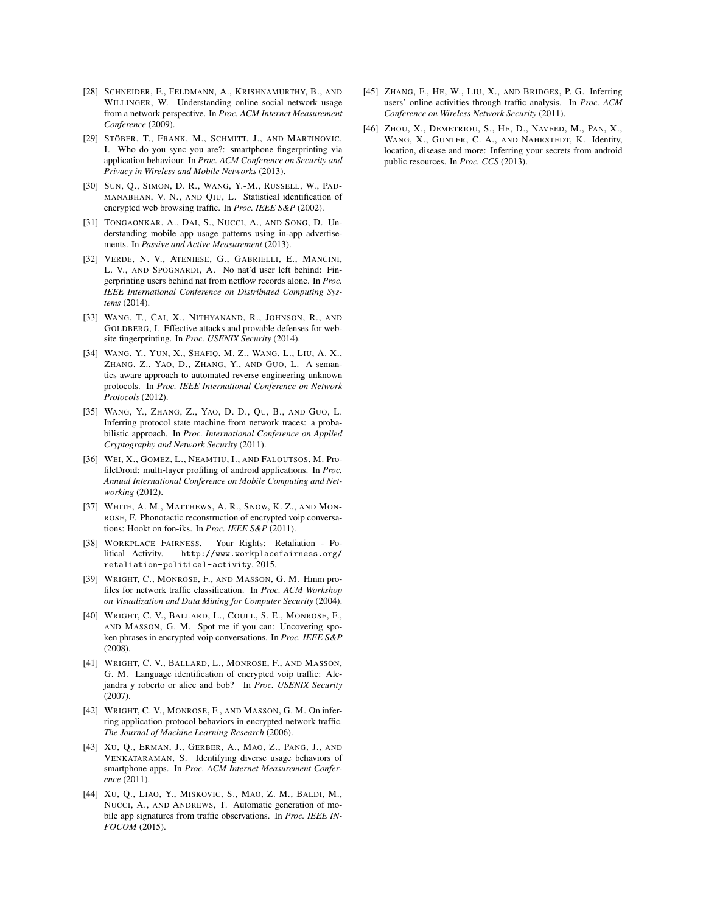[28] Schneider, F., Feldmann, A., Krishnamurthy, B., and Willinger, W. Understanding online social network usage from a network perspective. In *Proc. ACM Internet Measurement Conference* (2009).

[29] Stöber, T., Frank, M., Schmitt, J., and Martinovic, I. Who do you sync you are?: smartphone fingerprinting via application behaviour. In *Proc. ACM Conference on Security and Privacy in Wireless and Mobile Networks* (2013).

[30] Sun, Q., Simon, D. R., Wang, Y.-M., Russell, W., Padmanabhan, V. N., and Qiu, L. Statistical identification of encrypted web browsing traffic. In *Proc. IEEE S&P* (2002).

[31] Tongaonkar, A., Dai, S., Nucci, A., and Song, D. Understanding mobile app usage patterns using in-app advertisements. In *Passive and Active Measurement* (2013).

[32] Verde, N. V., Ateniese, G., Gabrielli, E., Mancini, L. V., and Spognardi, A. No nat'd user left behind: Fingerprinting users behind nat from netflow records alone. In *Proc. IEEE International Conference on Distributed Computing Systems* (2014).

[33] Wang, T., Cai, X., Nithyanand, R., Johnson, R., and Goldberg, I. Effective attacks and provable defenses for website fingerprinting. In *Proc. USENIX Security* (2014).

[34] Wang, Y., Yun, X., Shafiq, M. Z., Wang, L., Liu, A. X., Zhang, Z., Yao, D., Zhang, Y., and Guo, L. A semantics aware approach to automated reverse engineering unknown protocols. In *Proc. IEEE International Conference on Network Protocols* (2012).

[35] Wang, Y., Zhang, Z., Yao, D. D., Qu, B., and Guo, L. Inferring protocol state machine from network traces: a probabilistic approach. In *Proc. International Conference on Applied Cryptography and Network Security* (2011).

[36] Wei, X., Gomez, L., Neamtiu, I., and Faloutsos, M. ProfileDroid: multi-layer profiling of android applications. In *Proc. Annual International Conference on Mobile Computing and Networking* (2012).

[37] White, A. M., Matthews, A. R., Snow, K. Z., and Monrose, F. Phonotactic reconstruction of encrypted voip conversations: Hookt on fon-iks. In *Proc. IEEE S&P* (2011).

[38] Workplace Fairness. Your Rights: Retaliation - Political Activity. http://www.workplacefairness.org/retaliation-political-activity, 2015.

[39] Wright, C., Monrose, F., and Masson, G. M. Hmm profiles for network traffic classification. In *Proc. ACM Workshop on Visualization and Data Mining for Computer Security* (2004).

[40] Wright, C. V., Ballard, L., Coull, S. E., Monrose, F., and Masson, G. M. Spot me if you can: Uncovering spoken phrases in encrypted voip conversations. In *Proc. IEEE S&P* (2008).

[41] Wright, C. V., Ballard, L., Monrose, F., and Masson, G. M. Language identification of encrypted voip traffic: Alejandra y roberto or alice and bob? In *Proc. USENIX Security* (2007).

[42] Wright, C. V., Monrose, F., and Masson, G. M. On inferring application protocol behaviors in encrypted network traffic. *The Journal of Machine Learning Research* (2006).

[43] Xu, Q., Erman, J., Gerber, A., Mao, Z., Pang, J., and Venkataraman, S. Identifying diverse usage behaviors of smartphone apps. In *Proc. ACM Internet Measurement Conference* (2011).

[44] Xu, Q., Liao, Y., Miskovic, S., Mao, Z. M., Baldi, M., Nucci, A., and Andrews, T. Automatic generation of mobile app signatures from traffic observations. In *Proc. IEEE INFOCOM* (2015).

[45] Zhang, F., He, W., Liu, X., and Bridges, P. G. Inferring users' online activities through traffic analysis. In *Proc. ACM Conference on Wireless Network Security* (2011).

[46] Zhou, X., Demetriou, S., He, D., Naveed, M., Pan, X., Wang, X., Gunter, C. A., and Nahrstedt, K. Identity, location, disease and more: Inferring your secrets from android public resources. In *Proc. CCS* (2013).